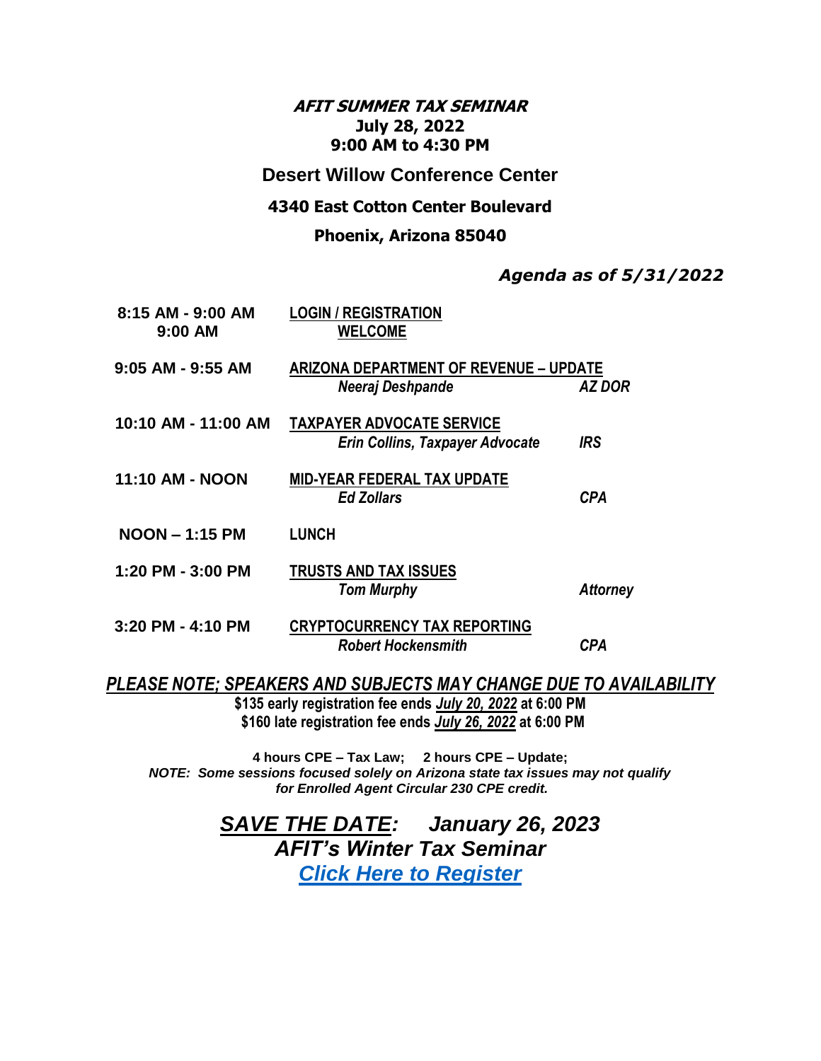# *AFIT SUMMER TAX SEMINAR*

**July 28, 2022**
**9:00 AM to 4:30 PM**

**Desert Willow Conference Center**

**4340 East Cotton Center Boulevard**

**Phoenix, Arizona 85040**

***Agenda as of 5/31/2022***

| | | |
|---|---|---|
| **8:15 AM - 9:00 AM** | **LOGIN / REGISTRATION** | |
| **9:00 AM** | **WELCOME** | |
| **9:05 AM - 9:55 AM** | **ARIZONA DEPARTMENT OF REVENUE – UPDATE** | |
| | ***Neeraj Deshpande*** | ***AZ DOR*** |
| **10:10 AM - 11:00 AM** | **TAXPAYER ADVOCATE SERVICE** | |
| | ***Erin Collins, Taxpayer Advocate*** | ***IRS*** |
| **11:10 AM - NOON** | **MID-YEAR FEDERAL TAX UPDATE** | |
| | ***Ed Zollars*** | ***CPA*** |
| **NOON – 1:15 PM** | **LUNCH** | |
| **1:20 PM - 3:00 PM** | **TRUSTS AND TAX ISSUES** | |
| | ***Tom Murphy*** | ***Attorney*** |
| **3:20 PM - 4:10 PM** | **CRYPTOCURRENCY TAX REPORTING** | |
| | ***Robert Hockensmith*** | ***CPA*** |

***PLEASE NOTE; SPEAKERS AND SUBJECTS MAY CHANGE DUE TO AVAILABILITY***

**$135 early registration fee ends *July 20, 2022* at 6:00 PM**
**$160 late registration fee ends *July 26, 2022* at 6:00 PM**

**4 hours CPE – Tax Law; 2 hours CPE – Update;**
***NOTE: Some sessions focused solely on Arizona state tax issues may not qualify for Enrolled Agent Circular 230 CPE credit.***

***SAVE THE DATE: January 26, 2023***
***AFIT's Winter Tax Seminar***
***Click Here to Register***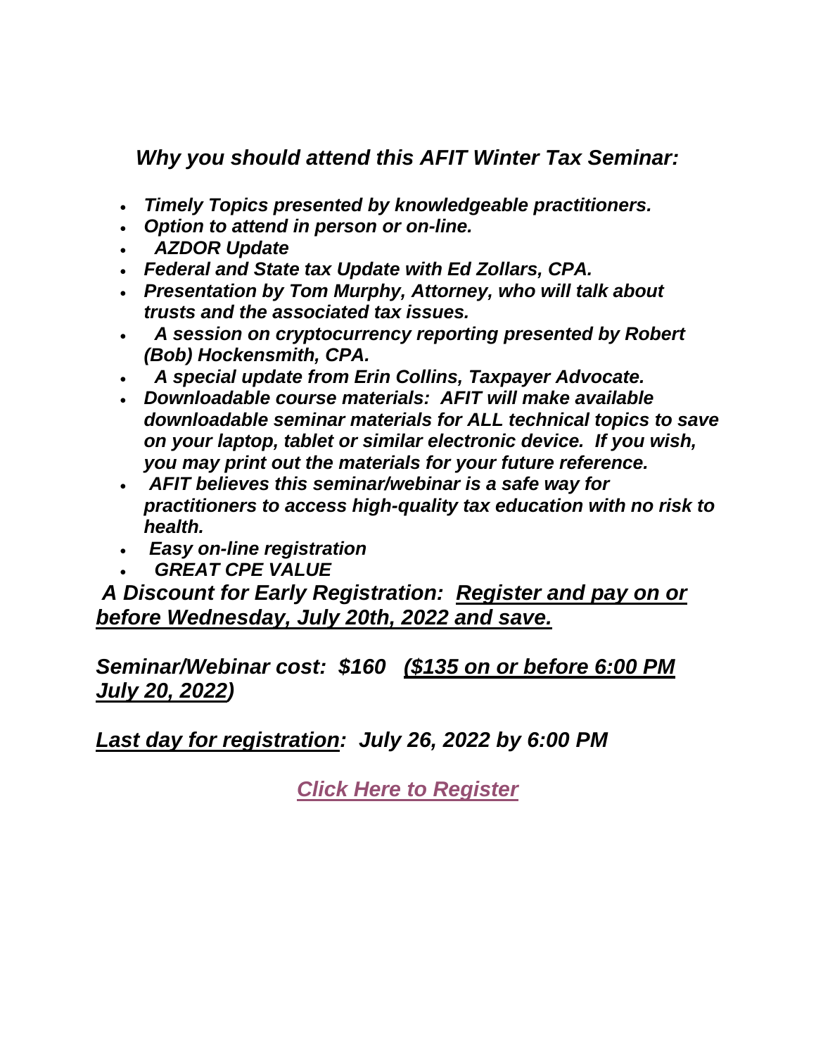## *Why you should attend this AFIT Winter Tax Seminar:*

- ***Timely Topics presented by knowledgeable practitioners.***
- ***Option to attend in person or on-line.***
- ***AZDOR Update***
- ***Federal and State tax Update with Ed Zollars, CPA.***
- ***Presentation by Tom Murphy, Attorney, who will talk about trusts and the associated tax issues.***
- ***A session on cryptocurrency reporting presented by Robert (Bob) Hockensmith, CPA.***
- ***A special update from Erin Collins, Taxpayer Advocate.***
- ***Downloadable course materials: AFIT will make available downloadable seminar materials for ALL technical topics to save on your laptop, tablet or similar electronic device. If you wish, you may print out the materials for your future reference.***
- ***AFIT believes this seminar/webinar is a safe way for practitioners to access high-quality tax education with no risk to health.***
- ***Easy on-line registration***
- ***GREAT CPE VALUE***

***A Discount for Early Registration: Register and pay on or before Wednesday, July 20th, 2022 and save.***

***Seminar/Webinar cost: $160 ($135 on or before 6:00 PM July 20, 2022)***

***Last day for registration: July 26, 2022 by 6:00 PM***

***Click Here to Register***